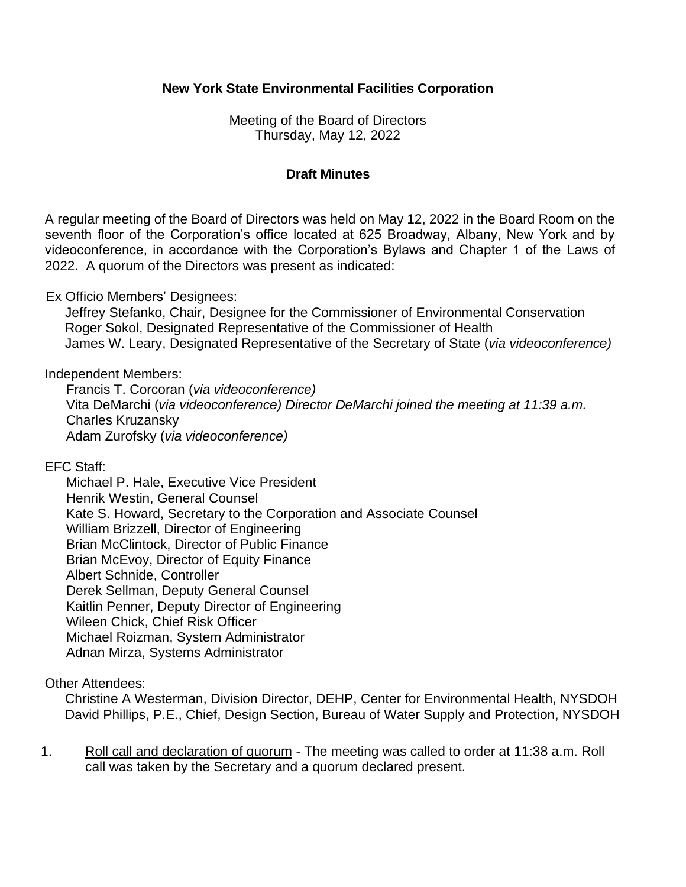**New York State Environmental Facilities Corporation**

Meeting of the Board of Directors
Thursday, May 12, 2022

**Draft Minutes**

A regular meeting of the Board of Directors was held on May 12, 2022 in the Board Room on the seventh floor of the Corporation's office located at 625 Broadway, Albany, New York and by videoconference, in accordance with the Corporation's Bylaws and Chapter 1 of the Laws of 2022. A quorum of the Directors was present as indicated:

Ex Officio Members' Designees:
Jeffrey Stefanko, Chair, Designee for the Commissioner of Environmental Conservation
Roger Sokol, Designated Representative of the Commissioner of Health
James W. Leary, Designated Representative of the Secretary of State (*via videoconference)*

Independent Members:
Francis T. Corcoran (*via videoconference)*
Vita DeMarchi (*via videoconference) Director DeMarchi joined the meeting at 11:39 a.m.*
Charles Kruzansky
Adam Zurofsky (*via videoconference)*

EFC Staff:
Michael P. Hale, Executive Vice President
Henrik Westin, General Counsel
Kate S. Howard, Secretary to the Corporation and Associate Counsel
William Brizzell, Director of Engineering
Brian McClintock, Director of Public Finance
Brian McEvoy, Director of Equity Finance
Albert Schnide, Controller
Derek Sellman, Deputy General Counsel
Kaitlin Penner, Deputy Director of Engineering
Wileen Chick, Chief Risk Officer
Michael Roizman, System Administrator
Adnan Mirza, Systems Administrator

Other Attendees:
Christine A Westerman, Division Director, DEHP, Center for Environmental Health, NYSDOH
David Phillips, P.E., Chief, Design Section, Bureau of Water Supply and Protection, NYSDOH

1. Roll call and declaration of quorum - The meeting was called to order at 11:38 a.m. Roll call was taken by the Secretary and a quorum declared present.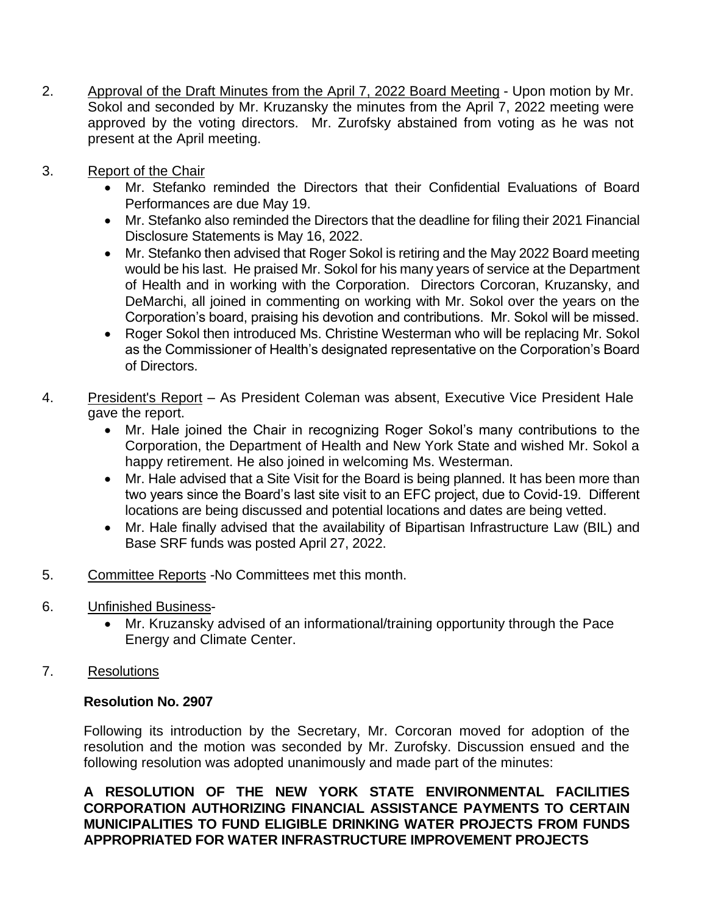2. Approval of the Draft Minutes from the April 7, 2022 Board Meeting - Upon motion by Mr. Sokol and seconded by Mr. Kruzansky the minutes from the April 7, 2022 meeting were approved by the voting directors. Mr. Zurofsky abstained from voting as he was not present at the April meeting.

3. Report of the Chair
   - Mr. Stefanko reminded the Directors that their Confidential Evaluations of Board Performances are due May 19.
   - Mr. Stefanko also reminded the Directors that the deadline for filing their 2021 Financial Disclosure Statements is May 16, 2022.
   - Mr. Stefanko then advised that Roger Sokol is retiring and the May 2022 Board meeting would be his last. He praised Mr. Sokol for his many years of service at the Department of Health and in working with the Corporation. Directors Corcoran, Kruzansky, and DeMarchi, all joined in commenting on working with Mr. Sokol over the years on the Corporation's board, praising his devotion and contributions. Mr. Sokol will be missed.
   - Roger Sokol then introduced Ms. Christine Westerman who will be replacing Mr. Sokol as the Commissioner of Health's designated representative on the Corporation's Board of Directors.

4. President's Report – As President Coleman was absent, Executive Vice President Hale gave the report.
   - Mr. Hale joined the Chair in recognizing Roger Sokol's many contributions to the Corporation, the Department of Health and New York State and wished Mr. Sokol a happy retirement. He also joined in welcoming Ms. Westerman.
   - Mr. Hale advised that a Site Visit for the Board is being planned. It has been more than two years since the Board's last site visit to an EFC project, due to Covid-19. Different locations are being discussed and potential locations and dates are being vetted.
   - Mr. Hale finally advised that the availability of Bipartisan Infrastructure Law (BIL) and Base SRF funds was posted April 27, 2022.

5. Committee Reports -No Committees met this month.

6. Unfinished Business-
   - Mr. Kruzansky advised of an informational/training opportunity through the Pace Energy and Climate Center.

7. Resolutions

**Resolution No. 2907**

Following its introduction by the Secretary, Mr. Corcoran moved for adoption of the resolution and the motion was seconded by Mr. Zurofsky. Discussion ensued and the following resolution was adopted unanimously and made part of the minutes:

**A RESOLUTION OF THE NEW YORK STATE ENVIRONMENTAL FACILITIES CORPORATION AUTHORIZING FINANCIAL ASSISTANCE PAYMENTS TO CERTAIN MUNICIPALITIES TO FUND ELIGIBLE DRINKING WATER PROJECTS FROM FUNDS APPROPRIATED FOR WATER INFRASTRUCTURE IMPROVEMENT PROJECTS**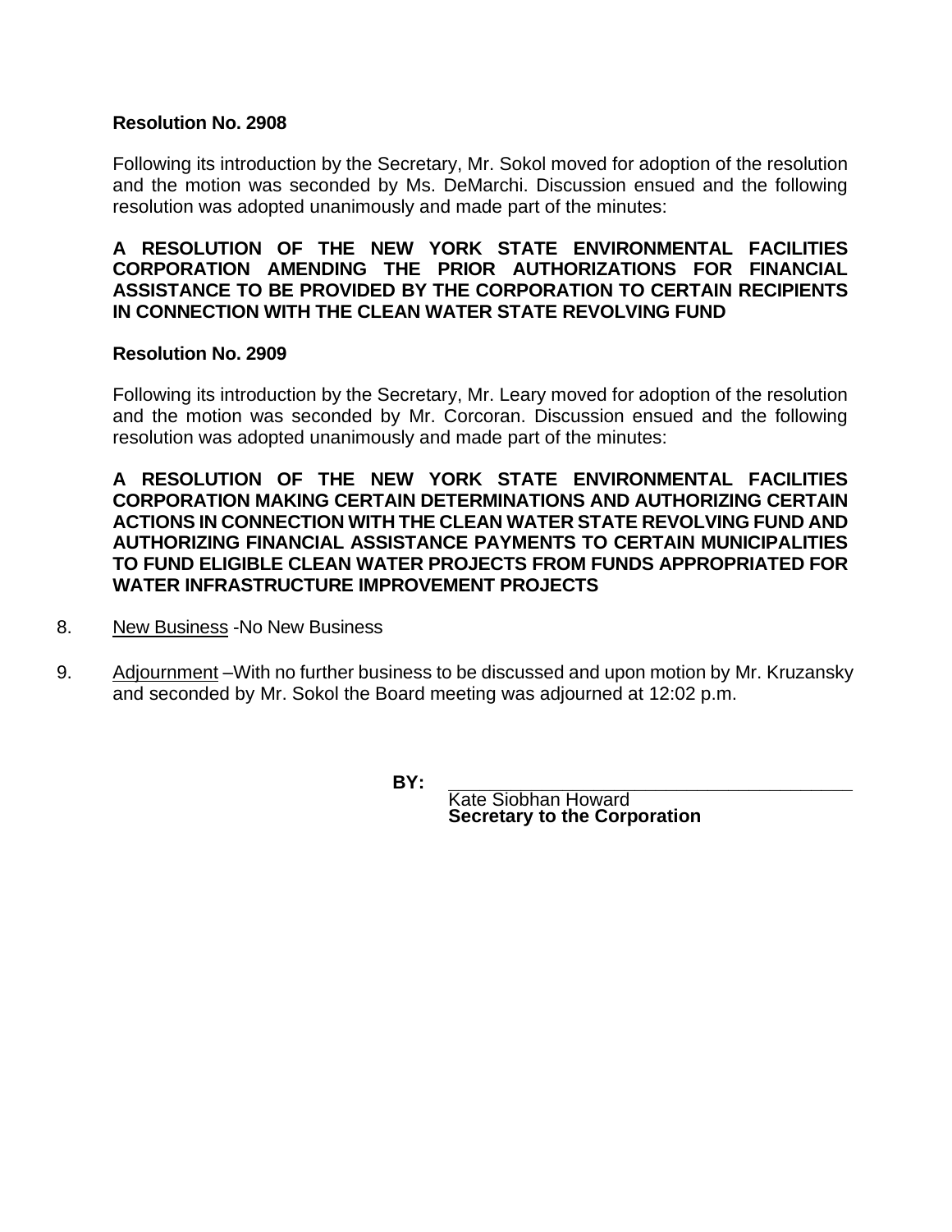**Resolution No. 2908**

Following its introduction by the Secretary, Mr. Sokol moved for adoption of the resolution and the motion was seconded by Ms. DeMarchi. Discussion ensued and the following resolution was adopted unanimously and made part of the minutes:

**A RESOLUTION OF THE NEW YORK STATE ENVIRONMENTAL FACILITIES CORPORATION AMENDING THE PRIOR AUTHORIZATIONS FOR FINANCIAL ASSISTANCE TO BE PROVIDED BY THE CORPORATION TO CERTAIN RECIPIENTS IN CONNECTION WITH THE CLEAN WATER STATE REVOLVING FUND**

**Resolution No. 2909**

Following its introduction by the Secretary, Mr. Leary moved for adoption of the resolution and the motion was seconded by Mr. Corcoran. Discussion ensued and the following resolution was adopted unanimously and made part of the minutes:

**A RESOLUTION OF THE NEW YORK STATE ENVIRONMENTAL FACILITIES CORPORATION MAKING CERTAIN DETERMINATIONS AND AUTHORIZING CERTAIN ACTIONS IN CONNECTION WITH THE CLEAN WATER STATE REVOLVING FUND AND AUTHORIZING FINANCIAL ASSISTANCE PAYMENTS TO CERTAIN MUNICIPALITIES TO FUND ELIGIBLE CLEAN WATER PROJECTS FROM FUNDS APPROPRIATED FOR WATER INFRASTRUCTURE IMPROVEMENT PROJECTS**

8. New Business -No New Business

9. Adjournment –With no further business to be discussed and upon motion by Mr. Kruzansky and seconded by Mr. Sokol the Board meeting was adjourned at 12:02 p.m.

**BY:** \_\_\_\_\_\_\_\_\_\_\_\_\_\_\_\_\_\_\_\_\_\_\_\_\_\_\_\_\_\_\_\_\_\_\_\_
Kate Siobhan Howard
**Secretary to the Corporation**